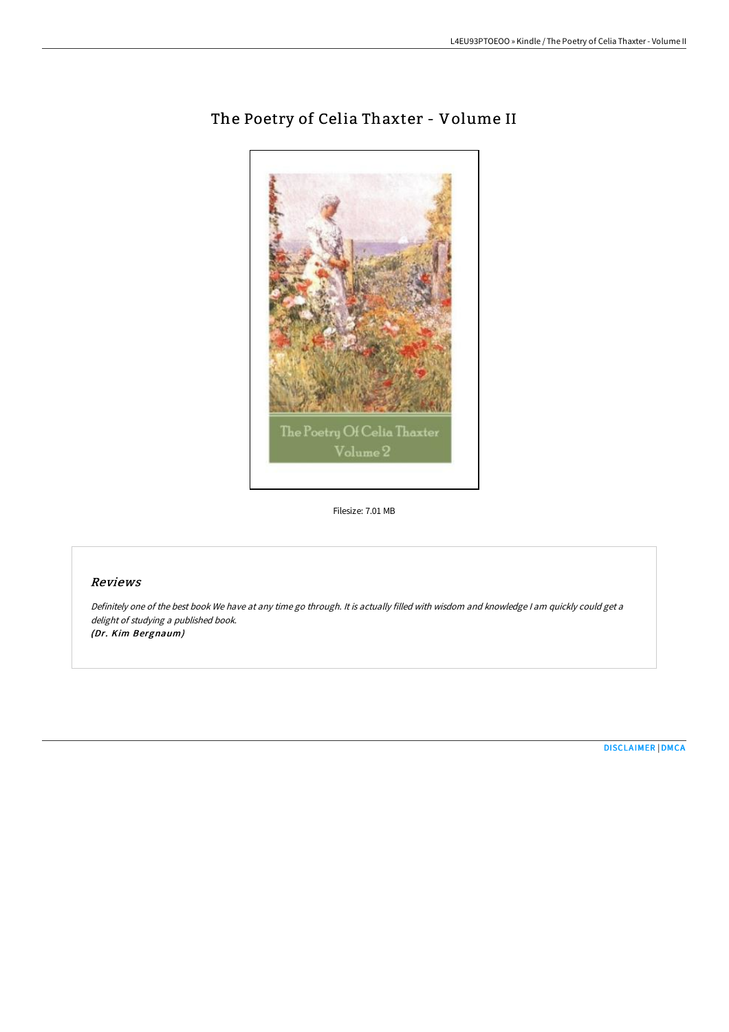# The Poetry of Celia Thaxter - Volume II

Filesize: 7.01 MB

## Reviews

*Definitely one of the best book We have at any time go through. It is actually filled with wisdom and knowledge I am quickly could get a delight of studying a published book.*
*(Dr. Kim Bergnaum)*

DISCLAIMER | DMCA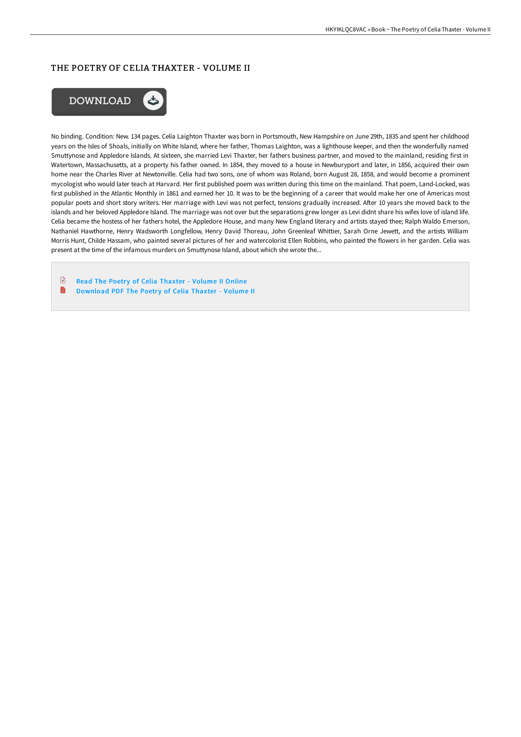# THE POETRY OF CELIA THAXTER - VOLUME II

No binding. Condition: New. 134 pages. Celia Laighton Thaxter was born in Portsmouth, New Hampshire on June 29th, 1835 and spent her childhood years on the Isles of Shoals, initially on White Island, where her father, Thomas Laighton, was a lighthouse keeper, and then the wonderfully named Smuttynose and Appledore Islands. At sixteen, she married Levi Thaxter, her fathers business partner, and moved to the mainland, residing first in Watertown, Massachusetts, at a property his father owned. In 1854, they moved to a house in Newburyport and later, in 1856, acquired their own home near the Charles River at Newtonville. Celia had two sons, one of whom was Roland, born August 28, 1858, and would become a prominent mycologist who would later teach at Harvard. Her first published poem was written during this time on the mainland. That poem, Land-Locked, was first published in the Atlantic Monthly in 1861 and earned her 10. It was to be the beginning of a career that would make her one of Americas most popular poets and short story writers. Her marriage with Levi was not perfect, tensions gradually increased. After 10 years she moved back to the islands and her beloved Appledore Island. The marriage was not over but the separations grew longer as Levi didnt share his wifes love of island life. Celia became the hostess of her fathers hotel, the Appledore House, and many New England literary and artists stayed thee; Ralph Waldo Emerson, Nathaniel Hawthorne, Henry Wadsworth Longfellow, Henry David Thoreau, John Greenleaf Whittier, Sarah Orne Jewett, and the artists William Morris Hunt, Childe Hassam, who painted several pictures of her and watercolorist Ellen Robbins, who painted the flowers in her garden. Celia was present at the time of the infamous murders on Smuttynose Island, about which she wrote the...

- Read The Poetry of Celia Thaxter - Volume II Online
- Download PDF The Poetry of Celia Thaxter - Volume II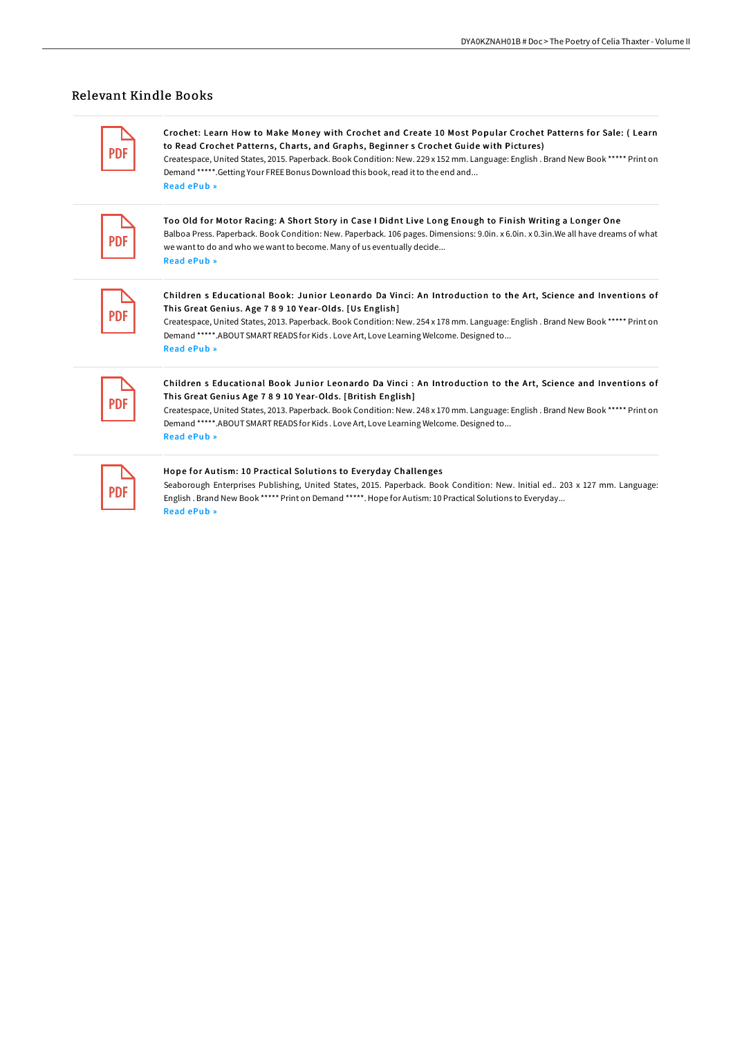## Relevant Kindle Books

PDF

**Crochet: Learn How to Make Money with Crochet and Create 10 Most Popular Crochet Patterns for Sale: ( Learn to Read Crochet Patterns, Charts, and Graphs, Beginner s Crochet Guide with Pictures)**

Createspace, United States, 2015. Paperback. Book Condition: New. 229 x 152 mm. Language: English . Brand New Book ***** Print on Demand *****.Getting Your FREE Bonus Download this book, read it to the end and...

Read ePub »

PDF

**Too Old for Motor Racing: A Short Story in Case I Didnt Live Long Enough to Finish Writing a Longer One**

Balboa Press. Paperback. Book Condition: New. Paperback. 106 pages. Dimensions: 9.0in. x 6.0in. x 0.3in.We all have dreams of what we want to do and who we want to become. Many of us eventually decide...

Read ePub »

PDF

**Children s Educational Book: Junior Leonardo Da Vinci: An Introduction to the Art, Science and Inventions of This Great Genius. Age 7 8 9 10 Year-Olds. [Us English]**

Createspace, United States, 2013. Paperback. Book Condition: New. 254 x 178 mm. Language: English . Brand New Book ***** Print on Demand *****.ABOUT SMART READS for Kids . Love Art, Love Learning Welcome. Designed to...

Read ePub »

PDF

**Children s Educational Book Junior Leonardo Da Vinci : An Introduction to the Art, Science and Inventions of This Great Genius Age 7 8 9 10 Year-Olds. [British English]**

Createspace, United States, 2013. Paperback. Book Condition: New. 248 x 170 mm. Language: English . Brand New Book ***** Print on Demand *****.ABOUT SMART READS for Kids . Love Art, Love Learning Welcome. Designed to...

Read ePub »

PDF

**Hope for Autism: 10 Practical Solutions to Everyday Challenges**

Seaborough Enterprises Publishing, United States, 2015. Paperback. Book Condition: New. Initial ed.. 203 x 127 mm. Language: English . Brand New Book ***** Print on Demand *****. Hope for Autism: 10 Practical Solutions to Everyday...

Read ePub »